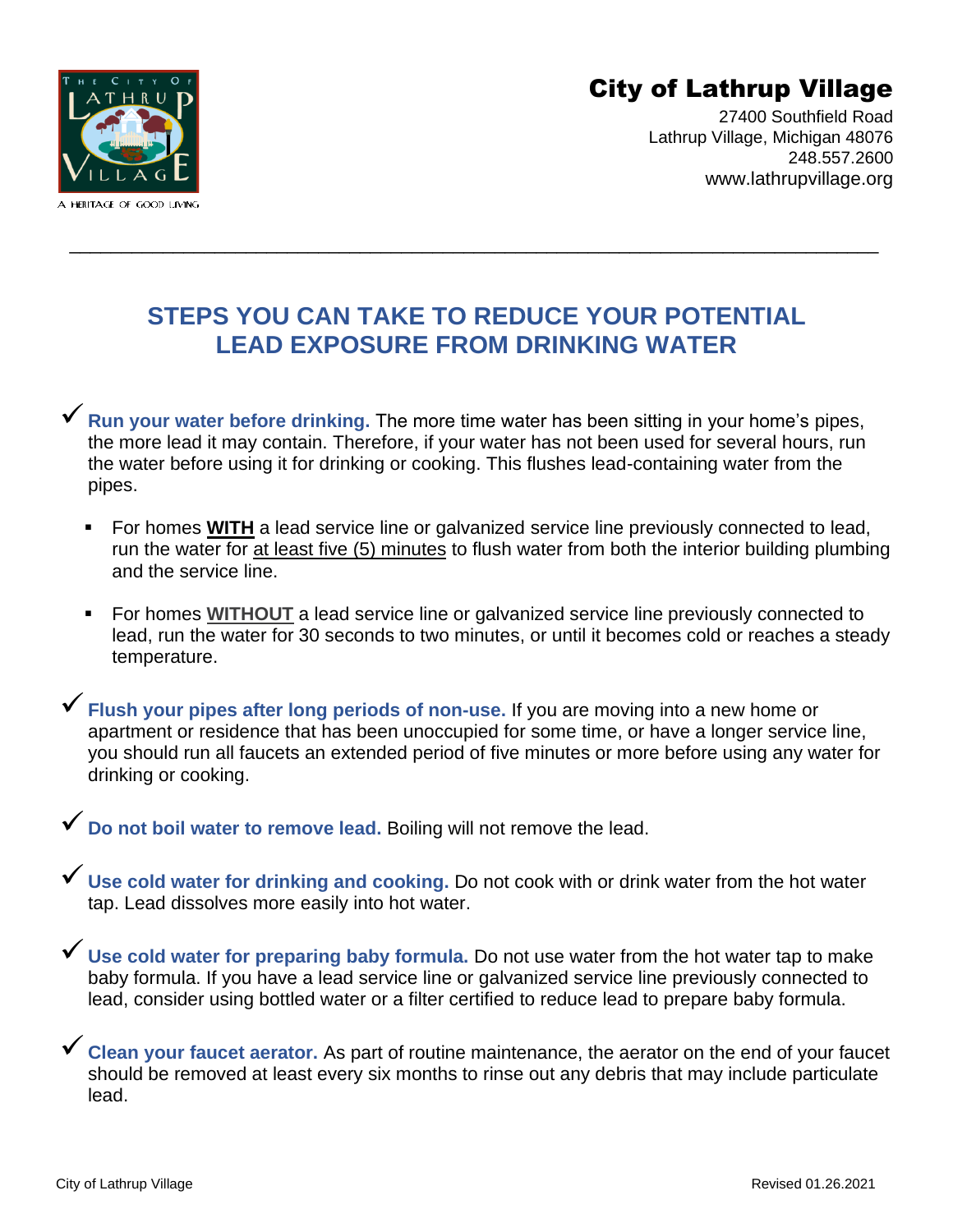A HERITAGE OF GOOD LIVING

**City of Lathrup Village**

27400 Southfield Road
Lathrup Village, Michigan 48076
248.557.2600
www.lathrupvillage.org

---

## STEPS YOU CAN TAKE TO REDUCE YOUR POTENTIAL LEAD EXPOSURE FROM DRINKING WATER

✓ **Run your water before drinking.** The more time water has been sitting in your home's pipes, the more lead it may contain. Therefore, if your water has not been used for several hours, run the water before using it for drinking or cooking. This flushes lead-containing water from the pipes.

- For homes **WITH** a lead service line or galvanized service line previously connected to lead, run the water for at least five (5) minutes to flush water from both the interior building plumbing and the service line.
- For homes **WITHOUT** a lead service line or galvanized service line previously connected to lead, run the water for 30 seconds to two minutes, or until it becomes cold or reaches a steady temperature.

✓ **Flush your pipes after long periods of non-use.** If you are moving into a new home or apartment or residence that has been unoccupied for some time, or have a longer service line, you should run all faucets an extended period of five minutes or more before using any water for drinking or cooking.

✓ **Do not boil water to remove lead.** Boiling will not remove the lead.

✓ **Use cold water for drinking and cooking.** Do not cook with or drink water from the hot water tap. Lead dissolves more easily into hot water.

✓ **Use cold water for preparing baby formula.** Do not use water from the hot water tap to make baby formula. If you have a lead service line or galvanized service line previously connected to lead, consider using bottled water or a filter certified to reduce lead to prepare baby formula.

✓ **Clean your faucet aerator.** As part of routine maintenance, the aerator on the end of your faucet should be removed at least every six months to rinse out any debris that may include particulate lead.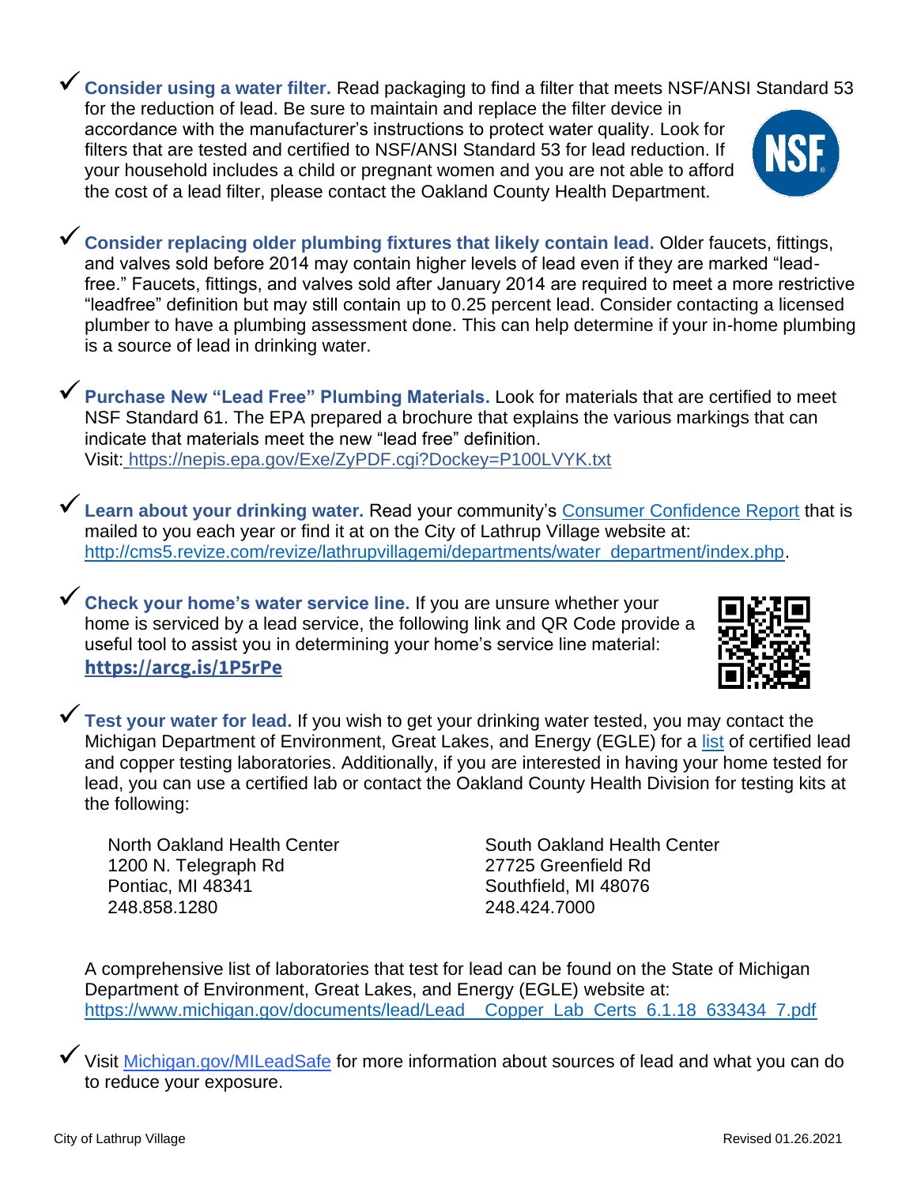- ✓ **Consider using a water filter.** Read packaging to find a filter that meets NSF/ANSI Standard 53 for the reduction of lead. Be sure to maintain and replace the filter device in accordance with the manufacturer's instructions to protect water quality. Look for filters that are tested and certified to NSF/ANSI Standard 53 for lead reduction. If your household includes a child or pregnant women and you are not able to afford the cost of a lead filter, please contact the Oakland County Health Department.

- ✓ **Consider replacing older plumbing fixtures that likely contain lead.** Older faucets, fittings, and valves sold before 2014 may contain higher levels of lead even if they are marked "lead-free." Faucets, fittings, and valves sold after January 2014 are required to meet a more restrictive "leadfree" definition but may still contain up to 0.25 percent lead. Consider contacting a licensed plumber to have a plumbing assessment done. This can help determine if your in-home plumbing is a source of lead in drinking water.

- ✓ **Purchase New "Lead Free" Plumbing Materials.** Look for materials that are certified to meet NSF Standard 61. The EPA prepared a brochure that explains the various markings that can indicate that materials meet the new "lead free" definition.
  Visit: https://nepis.epa.gov/Exe/ZyPDF.cgi?Dockey=P100LVYK.txt

- ✓ **Learn about your drinking water.** Read your community's Consumer Confidence Report that is mailed to you each year or find it at on the City of Lathrup Village website at: http://cms5.revize.com/revize/lathrupvillagemi/departments/water_department/index.php.

- ✓ **Check your home's water service line.** If you are unsure whether your home is serviced by a lead service, the following link and QR Code provide a useful tool to assist you in determining your home's service line material:
  **https://arcg.is/1P5rPe**

- ✓ **Test your water for lead.** If you wish to get your drinking water tested, you may contact the Michigan Department of Environment, Great Lakes, and Energy (EGLE) for a list of certified lead and copper testing laboratories. Additionally, if you are interested in having your home tested for lead, you can use a certified lab or contact the Oakland County Health Division for testing kits at the following:

  North Oakland Health Center
  1200 N. Telegraph Rd
  Pontiac, MI 48341
  248.858.1280

  South Oakland Health Center
  27725 Greenfield Rd
  Southfield, MI 48076
  248.424.7000

  A comprehensive list of laboratories that test for lead can be found on the State of Michigan Department of Environment, Great Lakes, and Energy (EGLE) website at: https://www.michigan.gov/documents/lead/Lead__Copper_Lab_Certs_6.1.18_633434_7.pdf

- ✓ Visit Michigan.gov/MILeadSafe for more information about sources of lead and what you can do to reduce your exposure.

City of Lathrup Village — Revised 01.26.2021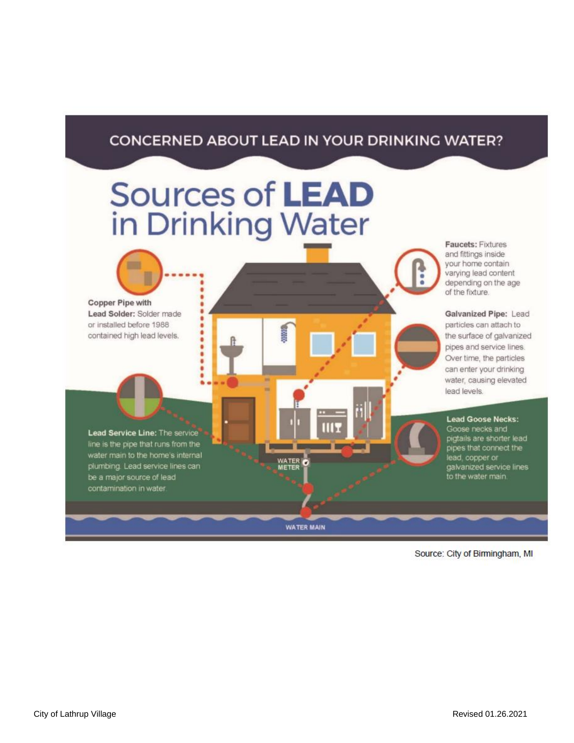CONCERNED ABOUT LEAD IN YOUR DRINKING WATER?

# Sources of **LEAD** in Drinking Water

**Copper Pipe with Lead Solder:** Solder made or installed before 1988 contained high lead levels.

**Lead Service Line:** The service line is the pipe that runs from the water main to the home's internal plumbing. Lead service lines can be a major source of lead contamination in water.

**Faucets:** Fixtures and fittings inside your home contain varying lead content depending on the age of the fixture.

**Galvanized Pipe:** Lead particles can attach to the surface of galvanized pipes and service lines. Over time, the particles can enter your drinking water, causing elevated lead levels.

**Lead Goose Necks:** Goose necks and pigtails are shorter lead pipes that connect the lead, copper or galvanized service lines to the water main.

WATER METER

WATER MAIN

Source: City of Birmingham, MI